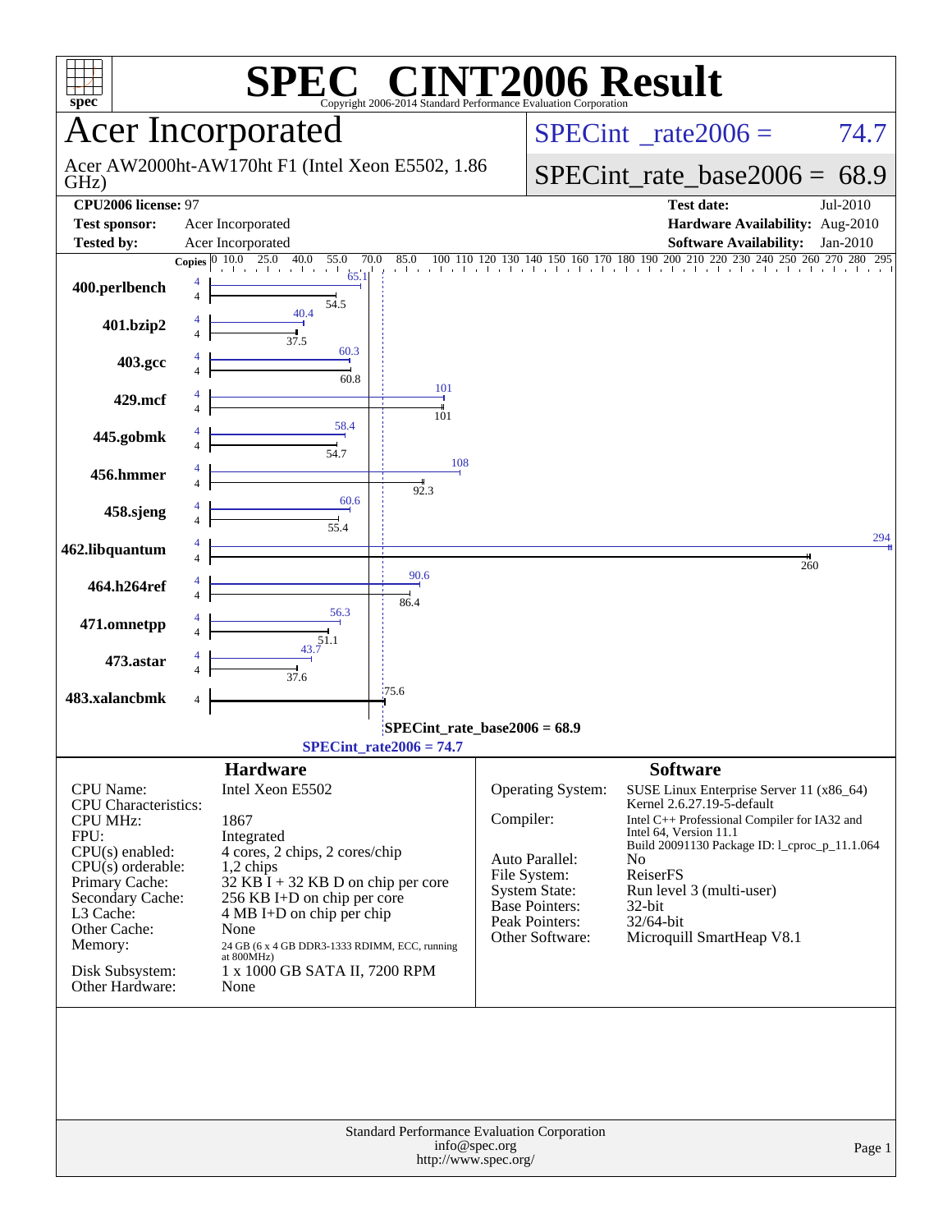# SPEC CINT2006 Result

Copyright 2006-2014 Standard Performance Evaluation Corporation

## Acer Incorporated

Acer AW2000ht-AW170ht F1 (Intel Xeon E5502, 1.86 GHz)

SPECint_rate2006 = 74.7

SPECint_rate_base2006 = 68.9

| | | | |
|---|---|---|---|
| **CPU2006 license:** 97 | | **Test date:** | Jul-2010 |
| **Test sponsor:** | Acer Incorporated | **Hardware Availability:** | Aug-2010 |
| **Tested by:** | Acer Incorporated | **Software Availability:** | Jan-2010 |

| Benchmark | Copies | Peak | Base |
|---|---|---|---|
| 400.perlbench | 4 | 65.1 | 54.5 |
| 401.bzip2 | 4 | 40.4 | 37.5 |
| 403.gcc | 4 | 60.3 | 60.8 |
| 429.mcf | 4 | 101 | 101 |
| 445.gobmk | 4 | 58.4 | 54.7 |
| 456.hmmer | 4 | 108 | 92.3 |
| 458.sjeng | 4 | 60.6 | 55.4 |
| 462.libquantum | 4 | 294 | 260 |
| 464.h264ref | 4 | 90.6 | 86.4 |
| 471.omnetpp | 4 | 56.3 | 51.1 |
| 473.astar | 4 | 43.7 | 37.6 |
| 483.xalancbmk | 4 | | 75.6 |

SPECint_rate_base2006 = 68.9

SPECint_rate2006 = 74.7

### Hardware

| | |
|---|---|
| CPU Name: | Intel Xeon E5502 |
| CPU Characteristics: | |
| CPU MHz: | 1867 |
| FPU: | Integrated |
| CPU(s) enabled: | 4 cores, 2 chips, 2 cores/chip |
| CPU(s) orderable: | 1,2 chips |
| Primary Cache: | 32 KB I + 32 KB D on chip per core |
| Secondary Cache: | 256 KB I+D on chip per core |
| L3 Cache: | 4 MB I+D on chip per chip |
| Other Cache: | None |
| Memory: | 24 GB (6 x 4 GB DDR3-1333 RDIMM, ECC, running at 800MHz) |
| Disk Subsystem: | 1 x 1000 GB SATA II, 7200 RPM |
| Other Hardware: | None |

### Software

| | |
|---|---|
| Operating System: | SUSE Linux Enterprise Server 11 (x86_64) Kernel 2.6.27.19-5-default |
| Compiler: | Intel C++ Professional Compiler for IA32 and Intel 64, Version 11.1 Build 20091130 Package ID: l_cproc_p_11.1.064 |
| Auto Parallel: | No |
| File System: | ReiserFS |
| System State: | Run level 3 (multi-user) |
| Base Pointers: | 32-bit |
| Peak Pointers: | 32/64-bit |
| Other Software: | Microquill SmartHeap V8.1 |

Standard Performance Evaluation Corporation
info@spec.org
http://www.spec.org/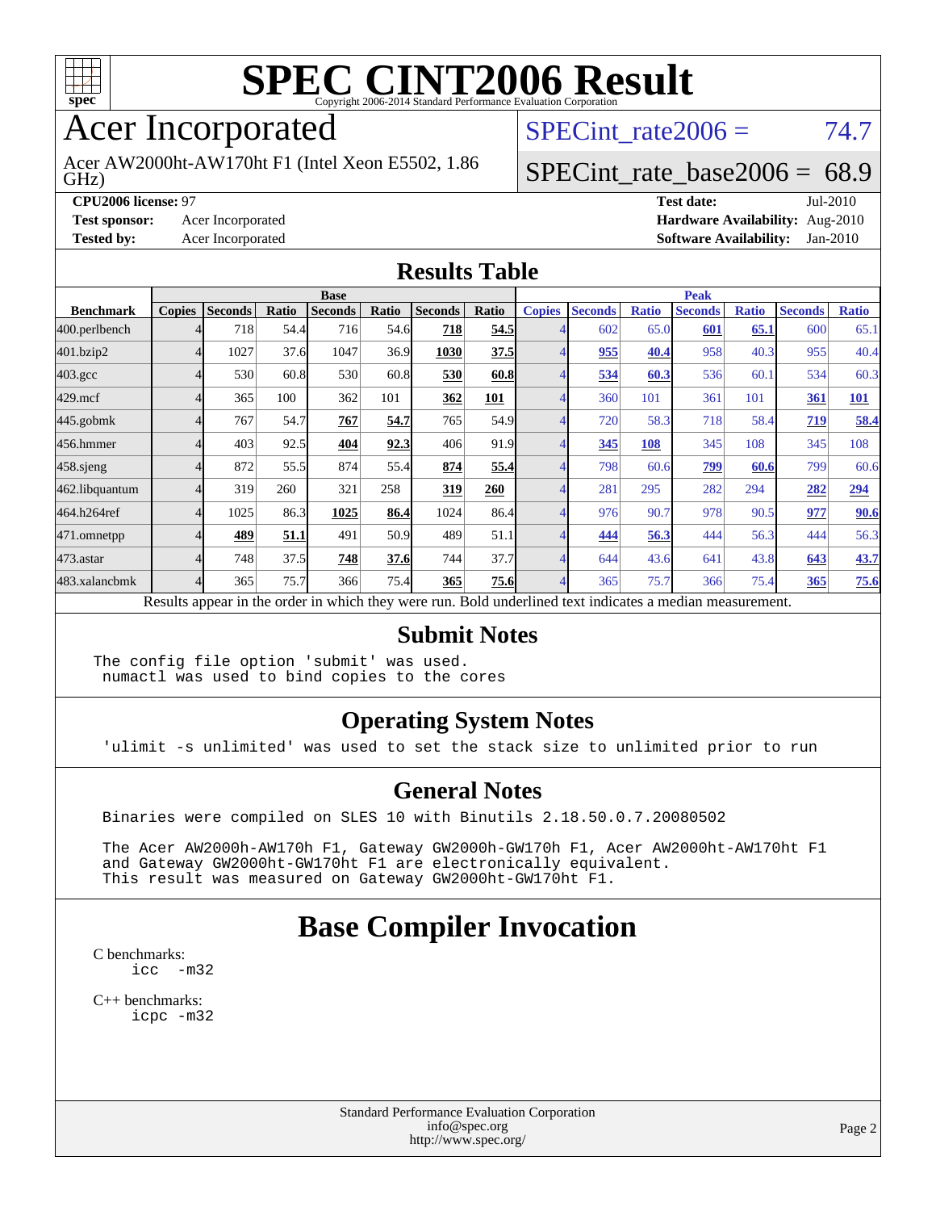# SPEC CINT2006 Result

Copyright 2006-2014 Standard Performance Evaluation Corporation

## Acer Incorporated

Acer AW2000ht-AW170ht F1 (Intel Xeon E5502, 1.86 GHz)

SPECint_rate2006 = 74.7

SPECint_rate_base2006 = 68.9

**CPU2006 license:** 97
**Test sponsor:** Acer Incorporated
**Tested by:** Acer Incorporated

**Test date:** Jul-2010
**Hardware Availability:** Aug-2010
**Software Availability:** Jan-2010

## Results Table

| | Base | | | | | | | | Peak | | | | | | | |
|---|---|---|---|---|---|---|---|---|---|---|---|---|---|---|---|---|
| **Benchmark** | **Copies** | **Seconds** | **Ratio** | **Seconds** | **Ratio** | **Seconds** | **Ratio** | | **Copies** | **Seconds** | **Ratio** | **Seconds** | **Ratio** | **Seconds** | **Ratio** |
| 400.perlbench | 4 | 718 | 54.4 | 716 | 54.6 | **718** | **54.5** | | 4 | 602 | 65.0 | **601** | **65.1** | 600 | 65.1 |
| 401.bzip2 | 4 | 1027 | 37.6 | 1047 | 36.9 | **1030** | **37.5** | | 4 | **955** | **40.4** | 958 | 40.3 | 955 | 40.4 |
| 403.gcc | 4 | 530 | 60.8 | 530 | 60.8 | **530** | **60.8** | | 4 | **534** | **60.3** | 536 | 60.1 | 534 | 60.3 |
| 429.mcf | 4 | 365 | 100 | 362 | 101 | **362** | **101** | | 4 | 360 | 101 | 361 | 101 | **361** | **101** |
| 445.gobmk | 4 | 767 | 54.7 | **767** | **54.7** | 765 | 54.9 | | 4 | 720 | 58.3 | 718 | 58.4 | **719** | **58.4** |
| 456.hmmer | 4 | 403 | 92.5 | **404** | **92.3** | 406 | 91.9 | | 4 | **345** | **108** | 345 | 108 | 345 | 108 |
| 458.sjeng | 4 | 872 | 55.5 | 874 | 55.4 | **874** | **55.4** | | 4 | 798 | 60.6 | **799** | **60.6** | 799 | 60.6 |
| 462.libquantum | 4 | 319 | 260 | 321 | 258 | **319** | **260** | | 4 | 281 | 295 | 282 | 294 | **282** | **294** |
| 464.h264ref | 4 | 1025 | 86.3 | **1025** | **86.4** | 1024 | 86.4 | | 4 | 976 | 90.7 | 978 | 90.5 | **977** | **90.6** |
| 471.omnetpp | 4 | **489** | **51.1** | 491 | 50.9 | 489 | 51.1 | | 4 | **444** | **56.3** | 444 | 56.3 | 444 | 56.3 |
| 473.astar | 4 | 748 | 37.5 | **748** | **37.6** | 744 | 37.7 | | 4 | 644 | 43.6 | 641 | 43.8 | **643** | **43.7** |
| 483.xalancbmk | 4 | 365 | 75.7 | 366 | 75.4 | **365** | **75.6** | | 4 | 365 | 75.7 | 366 | 75.4 | **365** | **75.6** |

Results appear in the order in which they were run. Bold underlined text indicates a median measurement.

## Submit Notes

```
The config file option 'submit' was used.
 numactl was used to bind copies to the cores
```

## Operating System Notes

```
'ulimit -s unlimited' was used to set the stack size to unlimited prior to run
```

## General Notes

```
Binaries were compiled on SLES 10 with Binutils 2.18.50.0.7.20080502

The Acer AW2000h-AW170h F1, Gateway GW2000h-GW170h F1, Acer AW2000ht-AW170ht F1
and Gateway GW2000ht-GW170ht F1 are electronically equivalent.
This result was measured on Gateway GW2000ht-GW170ht F1.
```

# Base Compiler Invocation

C benchmarks:
```
icc  -m32
```

C++ benchmarks:
```
icpc -m32
```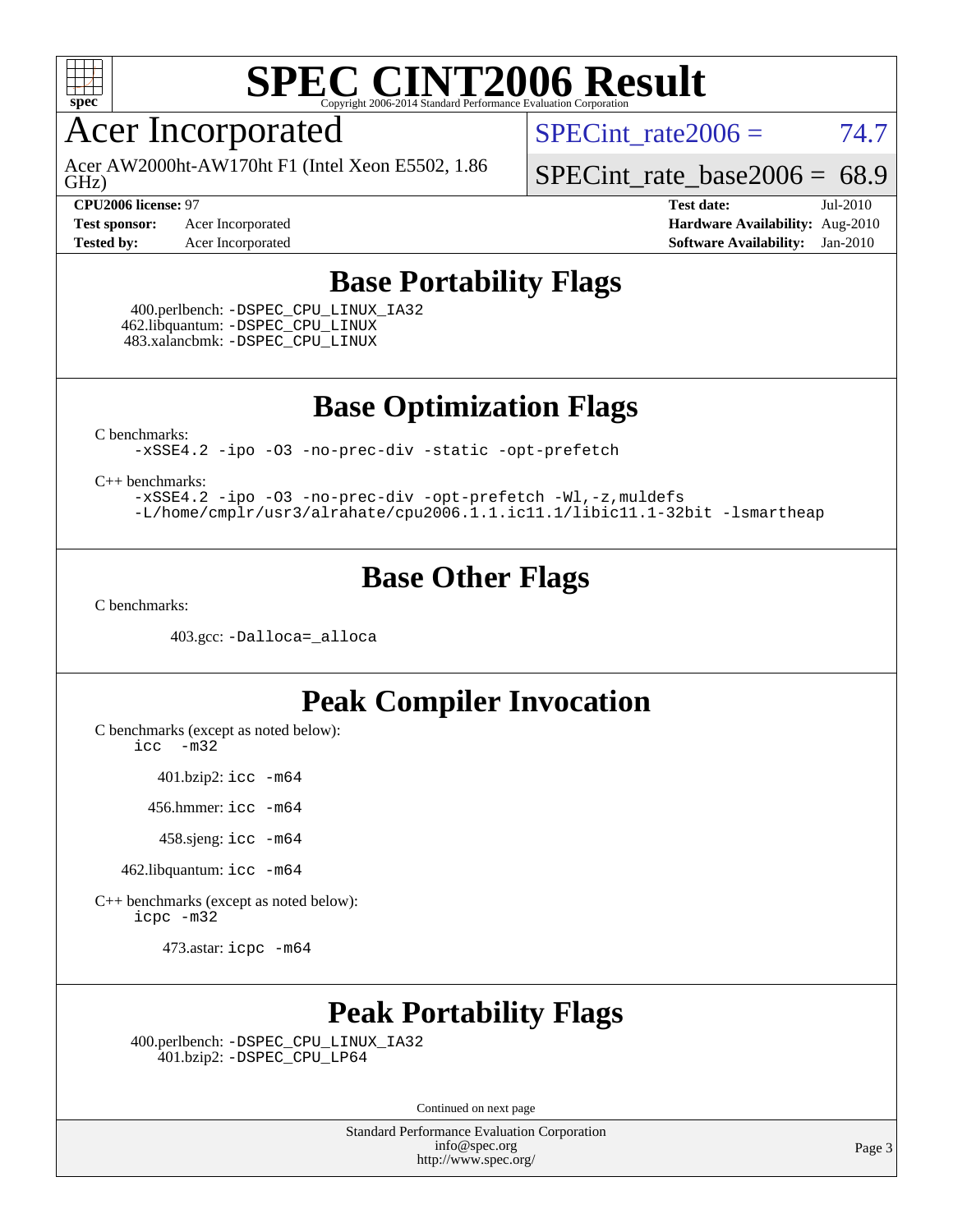# SPEC CINT2006 Result

Copyright 2006-2014 Standard Performance Evaluation Corporation

## Acer Incorporated

Acer AW2000ht-AW170ht F1 (Intel Xeon E5502, 1.86 GHz)

SPECint_rate2006 = 74.7

SPECint_rate_base2006 = 68.9

**CPU2006 license:** 97
**Test sponsor:** Acer Incorporated
**Tested by:** Acer Incorporated

**Test date:** Jul-2010
**Hardware Availability:** Aug-2010
**Software Availability:** Jan-2010

## Base Portability Flags

400.perlbench: `-DSPEC_CPU_LINUX_IA32`
462.libquantum: `-DSPEC_CPU_LINUX`
483.xalancbmk: `-DSPEC_CPU_LINUX`

## Base Optimization Flags

C benchmarks:
`-xSSE4.2 -ipo -O3 -no-prec-div -static -opt-prefetch`

C++ benchmarks:
`-xSSE4.2 -ipo -O3 -no-prec-div -opt-prefetch -Wl,-z,muldefs -L/home/cmplr/usr3/alrahate/cpu2006.1.1.ic11.1/libic11.1-32bit -lsmartheap`

## Base Other Flags

C benchmarks:

403.gcc: `-Dalloca=_alloca`

## Peak Compiler Invocation

C benchmarks (except as noted below):
`icc -m32`

401.bzip2: `icc -m64`

456.hmmer: `icc -m64`

458.sjeng: `icc -m64`

462.libquantum: `icc -m64`

C++ benchmarks (except as noted below):
`icpc -m32`

473.astar: `icpc -m64`

## Peak Portability Flags

400.perlbench: `-DSPEC_CPU_LINUX_IA32`
401.bzip2: `-DSPEC_CPU_LP64`

Continued on next page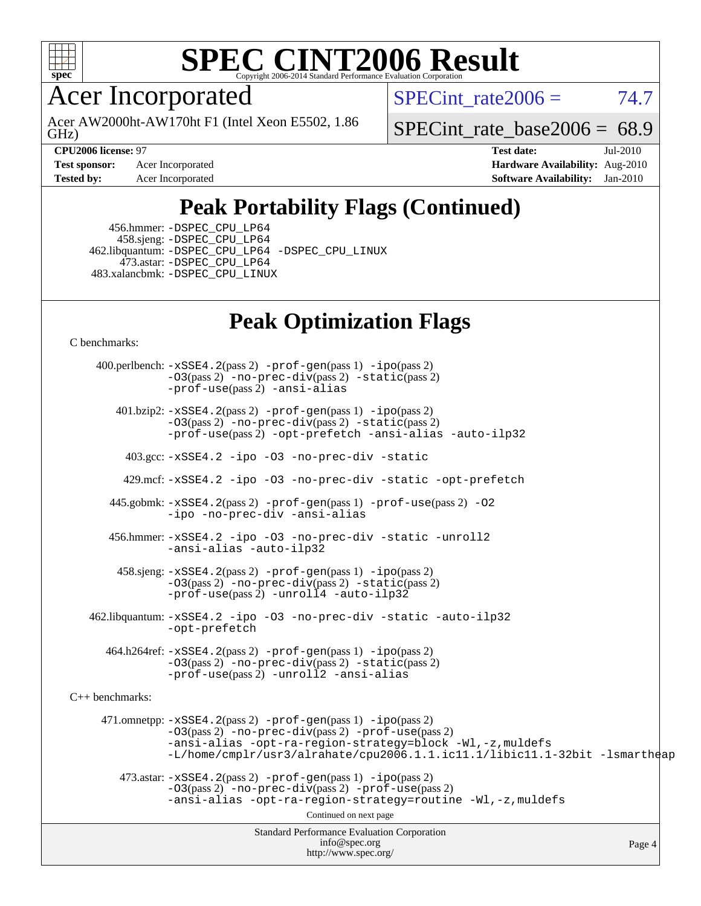# SPEC CINT2006 Result

# Acer Incorporated

Acer AW2000ht-AW170ht F1 (Intel Xeon E5502, 1.86 GHz)

SPECint_rate2006 = 74.7

SPECint_rate_base2006 = 68.9

**CPU2006 license:** 97
**Test sponsor:** Acer Incorporated
**Tested by:** Acer Incorporated

**Test date:** Jul-2010
**Hardware Availability:** Aug-2010
**Software Availability:** Jan-2010

## Peak Portability Flags (Continued)

456.hmmer: -DSPEC_CPU_LP64
458.sjeng: -DSPEC_CPU_LP64
462.libquantum: -DSPEC_CPU_LP64 -DSPEC_CPU_LINUX
473.astar: -DSPEC_CPU_LP64
483.xalancbmk: -DSPEC_CPU_LINUX

## Peak Optimization Flags

C benchmarks:

400.perlbench: -xSSE4.2(pass 2) -prof-gen(pass 1) -ipo(pass 2) -O3(pass 2) -no-prec-div(pass 2) -static(pass 2) -prof-use(pass 2) -ansi-alias

401.bzip2: -xSSE4.2(pass 2) -prof-gen(pass 1) -ipo(pass 2) -O3(pass 2) -no-prec-div(pass 2) -static(pass 2) -prof-use(pass 2) -opt-prefetch -ansi-alias -auto-ilp32

403.gcc: -xSSE4.2 -ipo -O3 -no-prec-div -static

429.mcf: -xSSE4.2 -ipo -O3 -no-prec-div -static -opt-prefetch

445.gobmk: -xSSE4.2(pass 2) -prof-gen(pass 1) -prof-use(pass 2) -O2 -ipo -no-prec-div -ansi-alias

456.hmmer: -xSSE4.2 -ipo -O3 -no-prec-div -static -unroll2 -ansi-alias -auto-ilp32

458.sjeng: -xSSE4.2(pass 2) -prof-gen(pass 1) -ipo(pass 2) -O3(pass 2) -no-prec-div(pass 2) -static(pass 2) -prof-use(pass 2) -unroll4 -auto-ilp32

462.libquantum: -xSSE4.2 -ipo -O3 -no-prec-div -static -auto-ilp32 -opt-prefetch

464.h264ref: -xSSE4.2(pass 2) -prof-gen(pass 1) -ipo(pass 2) -O3(pass 2) -no-prec-div(pass 2) -static(pass 2) -prof-use(pass 2) -unroll2 -ansi-alias

C++ benchmarks:

471.omnetpp: -xSSE4.2(pass 2) -prof-gen(pass 1) -ipo(pass 2) -O3(pass 2) -no-prec-div(pass 2) -prof-use(pass 2) -ansi-alias -opt-ra-region-strategy=block -Wl,-z,muldefs -L/home/cmplr/usr3/alrahate/cpu2006.1.1.ic11.1/libic11.1-32bit -lsmartheap

473.astar: -xSSE4.2(pass 2) -prof-gen(pass 1) -ipo(pass 2) -O3(pass 2) -no-prec-div(pass 2) -prof-use(pass 2) -ansi-alias -opt-ra-region-strategy=routine -Wl,-z,muldefs

Continued on next page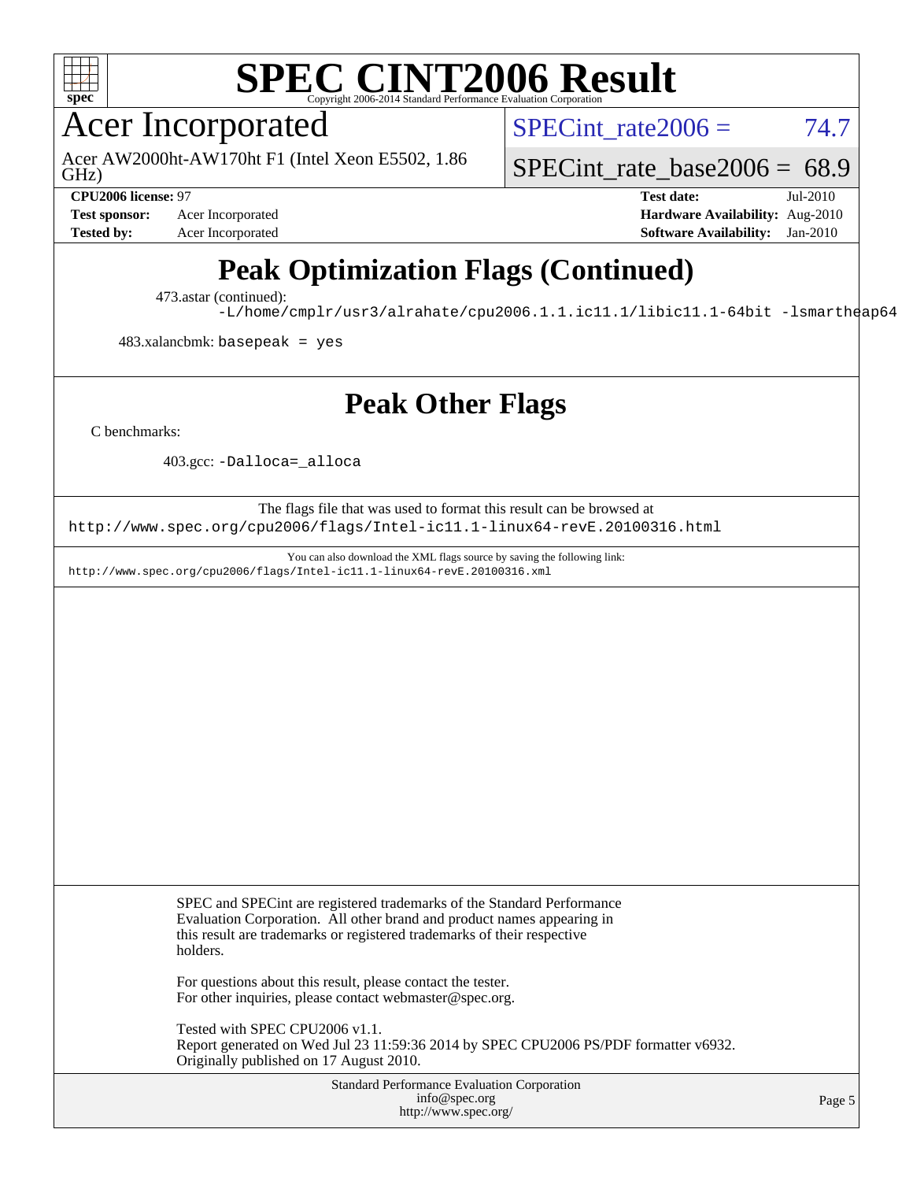# Peak Optimization Flags (Continued)

473.astar (continued):
`-L/home/cmplr/usr3/alrahate/cpu2006.1.1.ic11.1/libic11.1-64bit -lsmartheap64`

483.xalancbmk: `basepeak = yes`

# Peak Other Flags

C benchmarks:

403.gcc: `-Dalloca=_alloca`

The flags file that was used to format this result can be browsed at
`http://www.spec.org/cpu2006/flags/Intel-ic11.1-linux64-revE.20100316.html`

You can also download the XML flags source by saving the following link:
`http://www.spec.org/cpu2006/flags/Intel-ic11.1-linux64-revE.20100316.xml`

SPEC and SPECint are registered trademarks of the Standard Performance Evaluation Corporation. All other brand and product names appearing in this result are trademarks or registered trademarks of their respective holders.

For questions about this result, please contact the tester.
For other inquiries, please contact webmaster@spec.org.

Tested with SPEC CPU2006 v1.1.
Report generated on Wed Jul 23 11:59:36 2014 by SPEC CPU2006 PS/PDF formatter v6932.
Originally published on 17 August 2010.